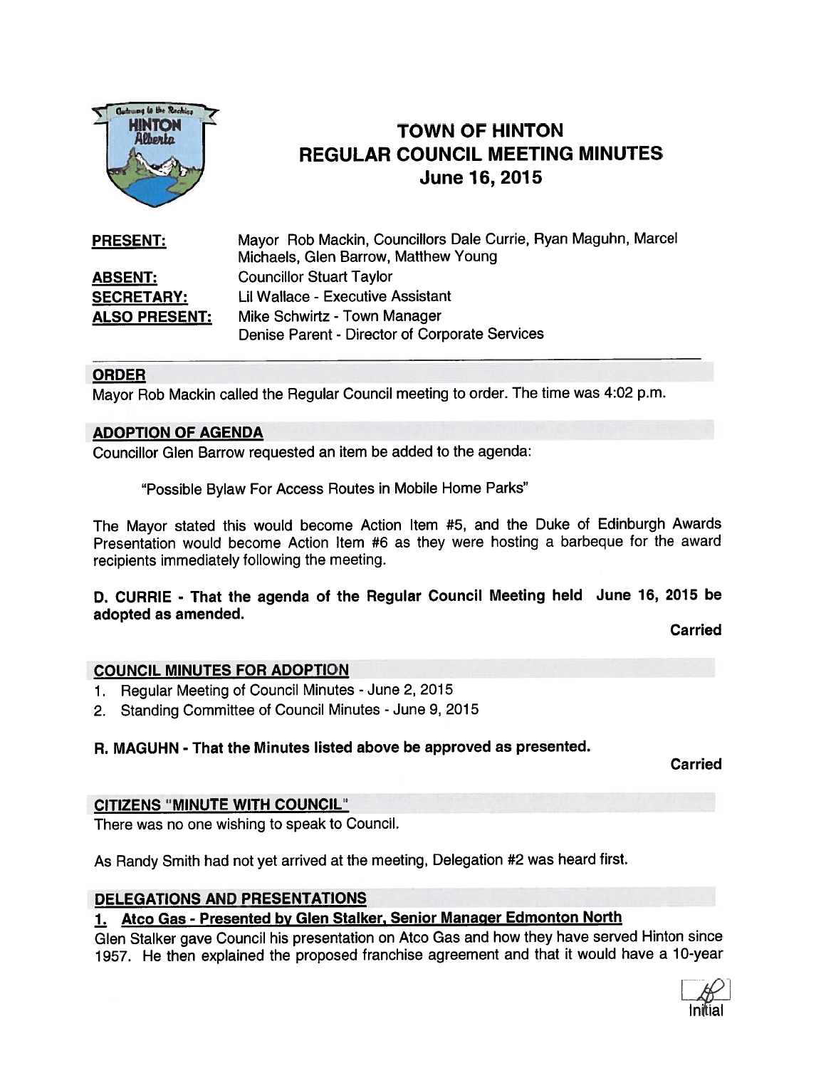# TOWN OF HINTON
# REGULAR COUNCIL MEETING MINUTES
## June 16, 2015

**PRESENT:** Mayor Rob Mackin, Councillors Dale Currie, Ryan Maguhn, Marcel Michaels, Glen Barrow, Matthew Young

**ABSENT:** Councillor Stuart Taylor

**SECRETARY:** Lil Wallace - Executive Assistant

**ALSO PRESENT:** Mike Schwirtz - Town Manager
Denise Parent - Director of Corporate Services

---

## ORDER

Mayor Rob Mackin called the Regular Council meeting to order. The time was 4:02 p.m.

## ADOPTION OF AGENDA

Councillor Glen Barrow requested an item be added to the agenda:

> "Possible Bylaw For Access Routes in Mobile Home Parks"

The Mayor stated this would become Action Item #5, and the Duke of Edinburgh Awards Presentation would become Action Item #6 as they were hosting a barbeque for the award recipients immediately following the meeting.

**D. CURRIE - That the agenda of the Regular Council Meeting held June 16, 2015 be adopted as amended.**

**Carried**

## COUNCIL MINUTES FOR ADOPTION

1. Regular Meeting of Council Minutes - June 2, 2015
2. Standing Committee of Council Minutes - June 9, 2015

**R. MAGUHN - That the Minutes listed above be approved as presented.**

**Carried**

## CITIZENS "MINUTE WITH COUNCIL"

There was no one wishing to speak to Council.

As Randy Smith had not yet arrived at the meeting, Delegation #2 was heard first.

## DELEGATIONS AND PRESENTATIONS

### 1. Atco Gas - Presented by Glen Stalker, Senior Manager Edmonton North

Glen Stalker gave Council his presentation on Atco Gas and how they have served Hinton since 1957. He then explained the proposed franchise agreement and that it would have a 10-year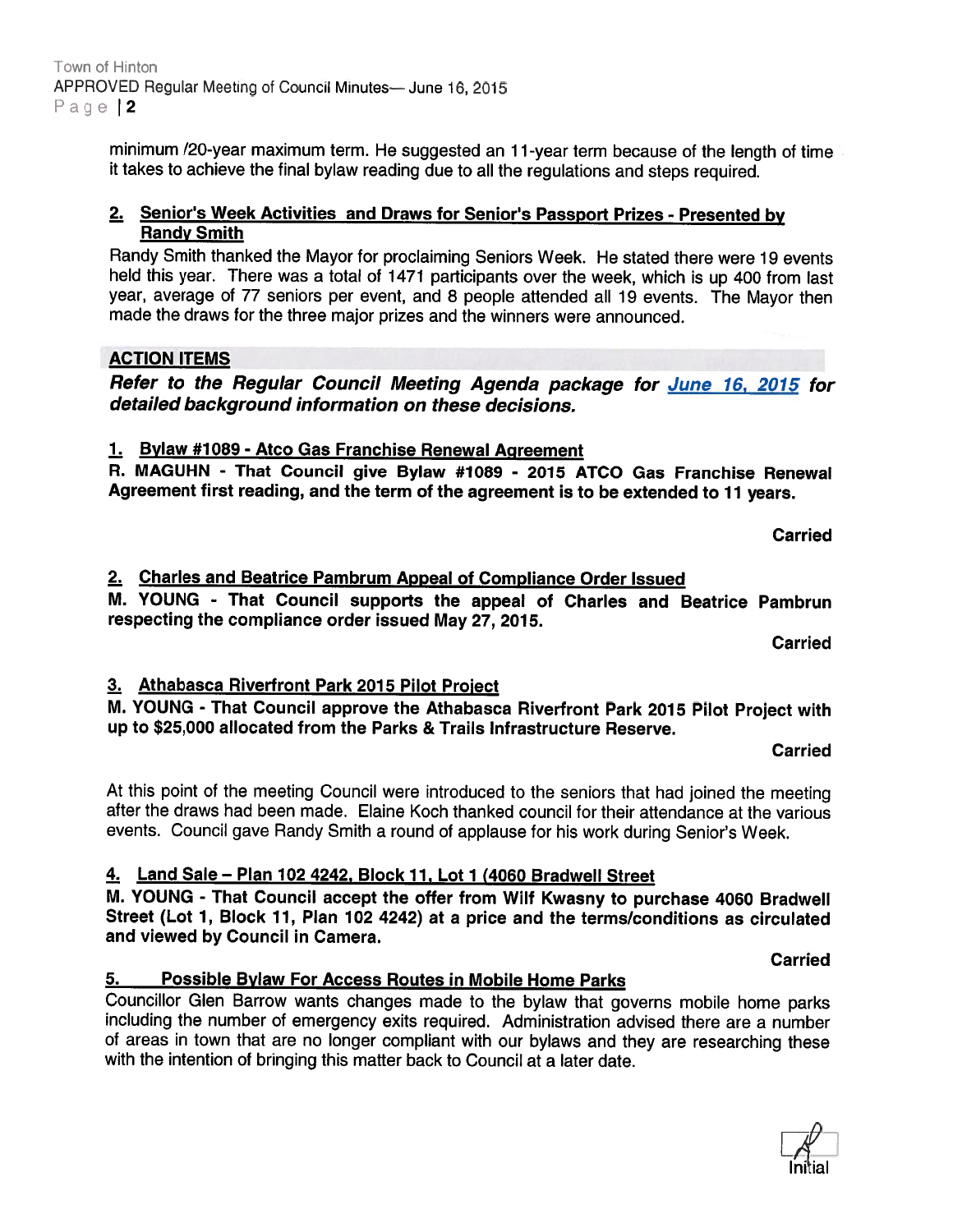minimum /20-year maximum term. He suggested an 11-year term because of the length of time it takes to achieve the final bylaw reading due to all the regulations and steps required.

**2. Senior's Week Activities and Draws for Senior's Passport Prizes - Presented by Randy Smith**

Randy Smith thanked the Mayor for proclaiming Seniors Week. He stated there were 19 events held this year. There was a total of 1471 participants over the week, which is up 400 from last year, average of 77 seniors per event, and 8 people attended all 19 events. The Mayor then made the draws for the three major prizes and the winners were announced.

## ACTION ITEMS

***Refer to the Regular Council Meeting Agenda package for June 16, 2015 for detailed background information on these decisions.***

**1. Bylaw #1089 - Atco Gas Franchise Renewal Agreement**

**R. MAGUHN - That Council give Bylaw #1089 - 2015 ATCO Gas Franchise Renewal Agreement first reading, and the term of the agreement is to be extended to 11 years.**

**Carried**

**2. Charles and Beatrice Pambrum Appeal of Compliance Order Issued**

**M. YOUNG - That Council supports the appeal of Charles and Beatrice Pambrun respecting the compliance order issued May 27, 2015.**

**Carried**

**3. Athabasca Riverfront Park 2015 Pilot Project**

**M. YOUNG - That Council approve the Athabasca Riverfront Park 2015 Pilot Project with up to $25,000 allocated from the Parks & Trails Infrastructure Reserve.**

**Carried**

At this point of the meeting Council were introduced to the seniors that had joined the meeting after the draws had been made. Elaine Koch thanked council for their attendance at the various events. Council gave Randy Smith a round of applause for his work during Senior's Week.

**4. Land Sale – Plan 102 4242, Block 11, Lot 1 (4060 Bradwell Street**

**M. YOUNG - That Council accept the offer from Wilf Kwasny to purchase 4060 Bradwell Street (Lot 1, Block 11, Plan 102 4242) at a price and the terms/conditions as circulated and viewed by Council in Camera.**

**Carried**

**5. Possible Bylaw For Access Routes in Mobile Home Parks**

Councillor Glen Barrow wants changes made to the bylaw that governs mobile home parks including the number of emergency exits required. Administration advised there are a number of areas in town that are no longer compliant with our bylaws and they are researching these with the intention of bringing this matter back to Council at a later date.

Initial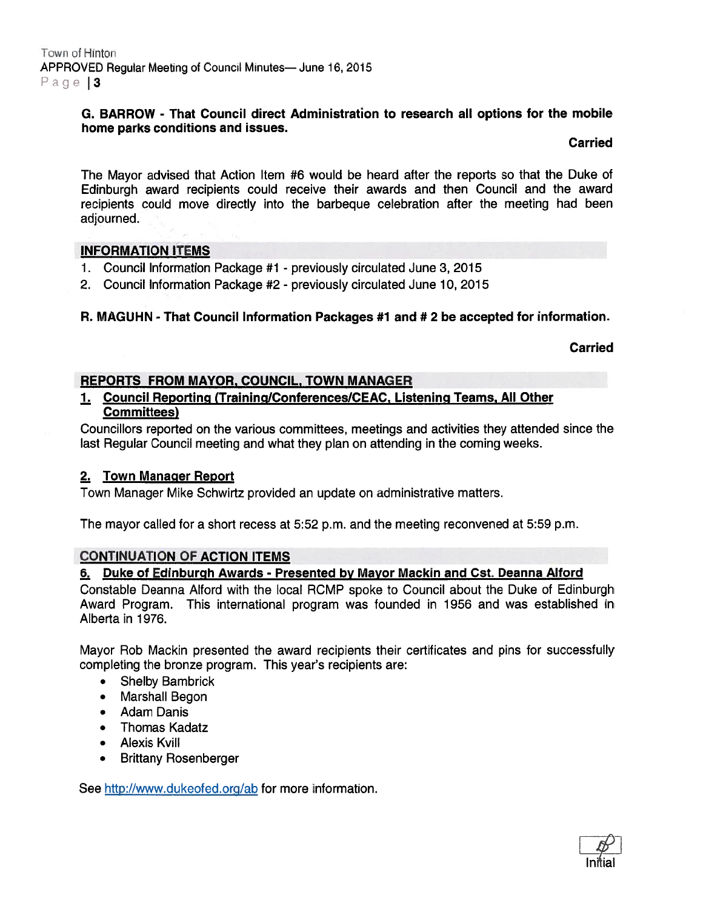**G. BARROW - That Council direct Administration to research all options for the mobile home parks conditions and issues.**

**Carried**

The Mayor advised that Action Item #6 would be heard after the reports so that the Duke of Edinburgh award recipients could receive their awards and then Council and the award recipients could move directly into the barbeque celebration after the meeting had been adjourned.

## INFORMATION ITEMS

1. Council Information Package #1 - previously circulated June 3, 2015
2. Council Information Package #2 - previously circulated June 10, 2015

**R. MAGUHN - That Council Information Packages #1 and # 2 be accepted for information.**

**Carried**

## REPORTS FROM MAYOR, COUNCIL, TOWN MANAGER

### 1. Council Reporting (Training/Conferences/CEAC, Listening Teams, All Other Committees)

Councillors reported on the various committees, meetings and activities they attended since the last Regular Council meeting and what they plan on attending in the coming weeks.

### 2. Town Manager Report

Town Manager Mike Schwirtz provided an update on administrative matters.

The mayor called for a short recess at 5:52 p.m. and the meeting reconvened at 5:59 p.m.

## CONTINUATION OF ACTION ITEMS

### 6. Duke of Edinburgh Awards - Presented by Mayor Mackin and Cst. Deanna Alford

Constable Deanna Alford with the local RCMP spoke to Council about the Duke of Edinburgh Award Program. This international program was founded in 1956 and was established in Alberta in 1976.

Mayor Rob Mackin presented the award recipients their certificates and pins for successfully completing the bronze program. This year's recipients are:

- Shelby Bambrick
- Marshall Begon
- Adam Danis
- Thomas Kadatz
- Alexis Kvill
- Brittany Rosenberger

See http://www.dukeofed.org/ab for more information.

Initial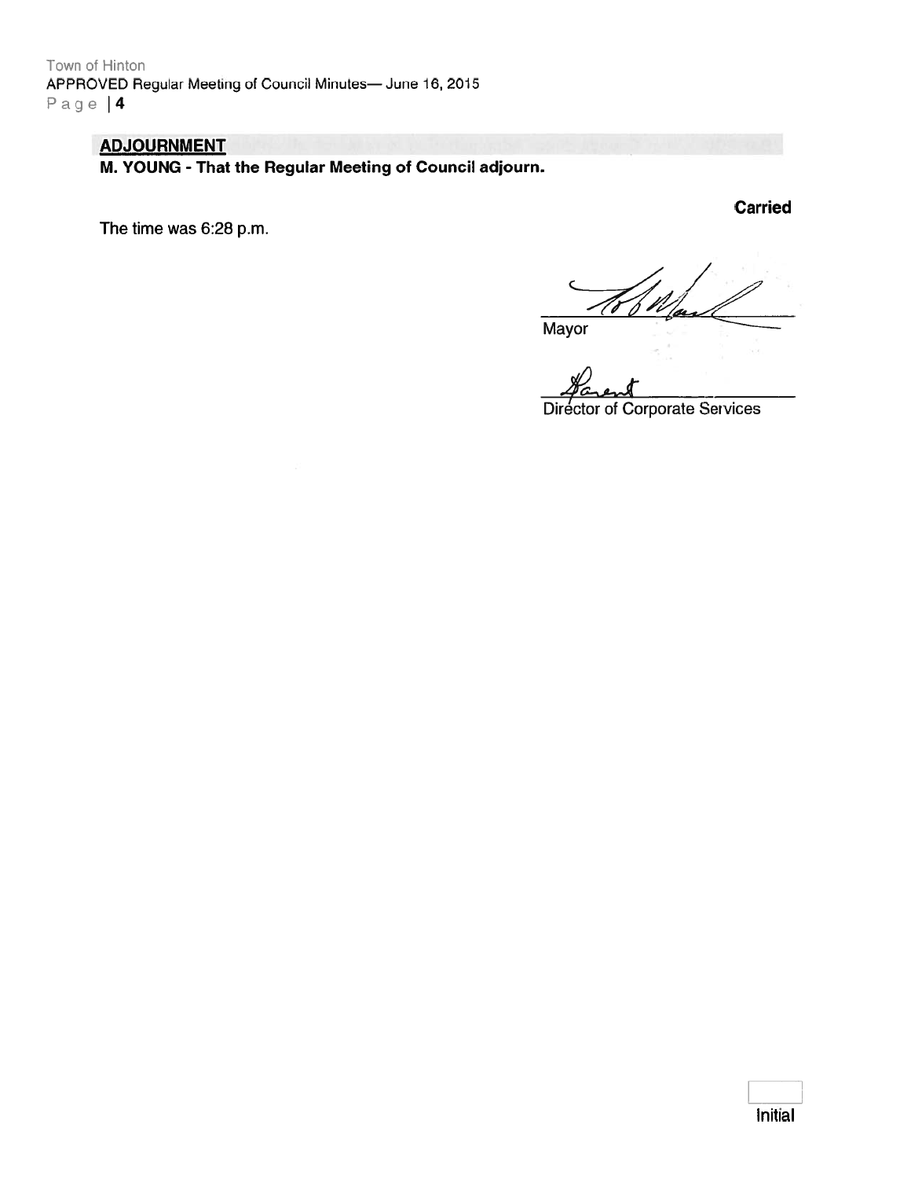## ADJOURNMENT

**M. YOUNG - That the Regular Meeting of Council adjourn.**

**Carried**

The time was 6:28 p.m.

Mayor

Director of Corporate Services

Initial